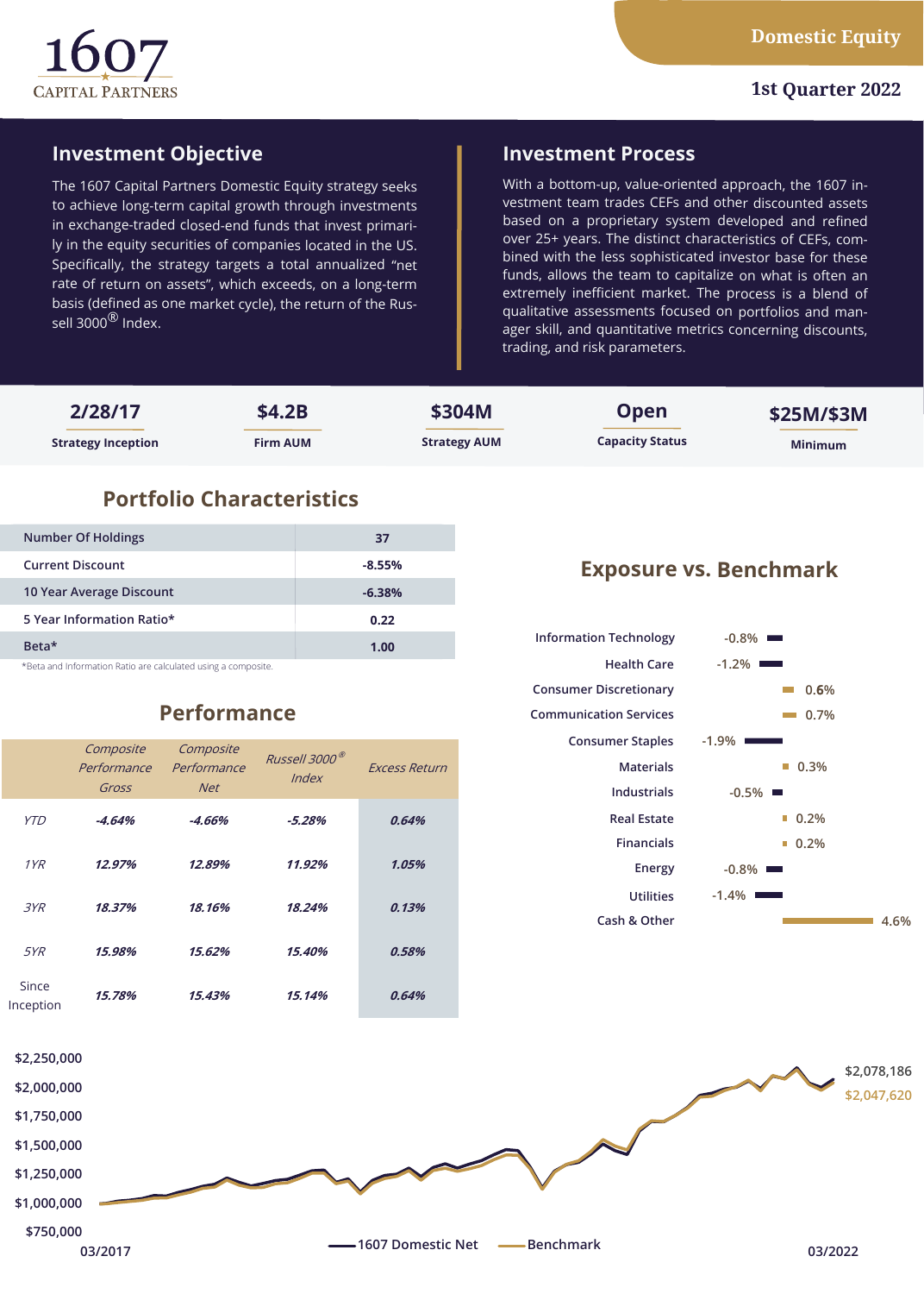1607 CAPITAL PARTNERS

**Domestic Equity**

**1st Quarter 2022**

## Investment Objective

The 1607 Capital Partners Domestic Equity strategy seeks to achieve long-term capital growth through investments in exchange-traded closed-end funds that invest primarily in the equity securities of companies located in the US. Specifically, the strategy targets a total annualized "net rate of return on assets", which exceeds, on a long-term basis (defined as one market cycle), the return of the Russell 3000® Index.

## Investment Process

With a bottom-up, value-oriented approach, the 1607 investment team trades CEFs and other discounted assets based on a proprietary system developed and refined over 25+ years. The distinct characteristics of CEFs, combined with the less sophisticated investor base for these funds, allows the team to capitalize on what is often an extremely inefficient market. The process is a blend of qualitative assessments focused on portfolios and manager skill, and quantitative metrics concerning discounts, trading, and risk parameters.

| Strategy Inception | Firm AUM | Strategy AUM | Capacity Status | Minimum |
|---|---|---|---|---|
| **2/28/17** | **$4.2B** | **$304M** | **Open** | **$25M/$3M** |

## Portfolio Characteristics

| | |
|---|---|
| Number Of Holdings | 37 |
| Current Discount | -8.55% |
| 10 Year Average Discount | -6.38% |
| 5 Year Information Ratio* | 0.22 |
| Beta* | 1.00 |

*Beta and Information Ratio are calculated using a composite.

## Performance

| | *Composite Performance Gross* | *Composite Performance Net* | *Russell 3000® Index* | *Excess Return* |
|---|---|---|---|---|
| *YTD* | ***-4.64%*** | ***-4.66%*** | ***-5.28%*** | ***0.64%*** |
| *1YR* | ***12.97%*** | ***12.89%*** | ***11.92%*** | ***1.05%*** |
| *3YR* | ***18.37%*** | ***18.16%*** | ***18.24%*** | ***0.13%*** |
| *5YR* | ***15.98%*** | ***15.62%*** | ***15.40%*** | ***0.58%*** |
| Since Inception | ***15.78%*** | ***15.43%*** | ***15.14%*** | ***0.64%*** |

## Exposure vs. Benchmark

| Sector | Exposure |
|---|---|
| Information Technology | -0.8% |
| Health Care | -1.2% |
| Consumer Discretionary | 0.6% |
| Communication Services | 0.7% |
| Consumer Staples | -1.9% |
| Materials | 0.3% |
| Industrials | -0.5% |
| Real Estate | 0.2% |
| Financials | 0.2% |
| Energy | -0.8% |
| Utilities | -1.4% |
| Cash & Other | 4.6% |

$2,250,000
$2,000,000
$1,750,000
$1,500,000
$1,250,000
$1,000,000
$750,000

03/2017 — 03/2022

1607 Domestic Net: $2,078,186
Benchmark: $2,047,620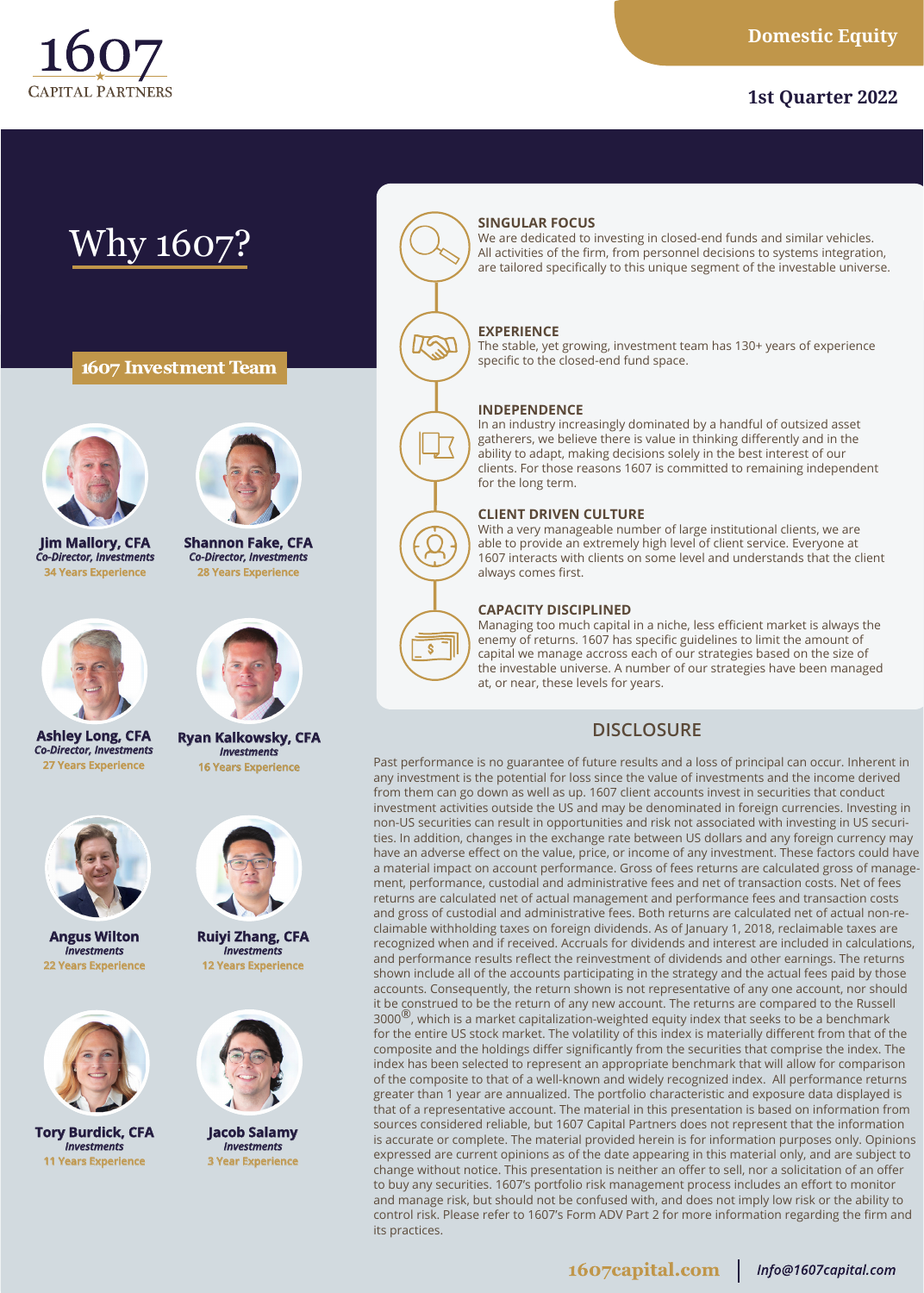# Why 1607?

## 1607 Investment Team

**Jim Mallory, CFA**
*Co-Director, Investments*
34 Years Experience

**Shannon Fake, CFA**
*Co-Director, Investments*
28 Years Experience

**Ashley Long, CFA**
*Co-Director, Investments*
27 Years Experience

**Ryan Kalkowsky, CFA**
*Investments*
16 Years Experience

**Angus Wilton**
*Investments*
22 Years Experience

**Ruiyi Zhang, CFA**
*Investments*
12 Years Experience

**Tory Burdick, CFA**
*Investments*
11 Years Experience

**Jacob Salamy**
*Investments*
3 Year Experience

### SINGULAR FOCUS

We are dedicated to investing in closed-end funds and similar vehicles. All activities of the firm, from personnel decisions to systems integration, are tailored specifically to this unique segment of the investable universe.

### EXPERIENCE

The stable, yet growing, investment team has 130+ years of experience specific to the closed-end fund space.

### INDEPENDENCE

In an industry increasingly dominated by a handful of outsized asset gatherers, we believe there is value in thinking differently and in the ability to adapt, making decisions solely in the best interest of our clients. For those reasons 1607 is committed to remaining independent for the long term.

### CLIENT DRIVEN CULTURE

With a very manageable number of large institutional clients, we are able to provide an extremely high level of client service. Everyone at 1607 interacts with clients on some level and understands that the client always comes first.

### CAPACITY DISCIPLINED

Managing too much capital in a niche, less efficient market is always the enemy of returns. 1607 has specific guidelines to limit the amount of capital we manage accross each of our strategies based on the size of the investable universe. A number of our strategies have been managed at, or near, these levels for years.

## DISCLOSURE

Past performance is no guarantee of future results and a loss of principal can occur. Inherent in any investment is the potential for loss since the value of investments and the income derived from them can go down as well as up. 1607 client accounts invest in securities that conduct investment activities outside the US and may be denominated in foreign currencies. Investing in non-US securities can result in opportunities and risk not associated with investing in US securities. In addition, changes in the exchange rate between US dollars and any foreign currency may have an adverse effect on the value, price, or income of any investment. These factors could have a material impact on account performance. Gross of fees returns are calculated gross of management, performance, custodial and administrative fees and net of transaction costs. Net of fees returns are calculated net of actual management and performance fees and transaction costs and gross of custodial and administrative fees. Both returns are calculated net of actual non-reclaimable withholding taxes on foreign dividends. As of January 1, 2018, reclaimable taxes are recognized when and if received. Accruals for dividends and interest are included in calculations, and performance results reflect the reinvestment of dividends and other earnings. The returns shown include all of the accounts participating in the strategy and the actual fees paid by those accounts. Consequently, the return shown is not representative of any one account, nor should it be construed to be the return of any new account. The returns are compared to the Russell 3000®, which is a market capitalization-weighted equity index that seeks to be a benchmark for the entire US stock market. The volatility of this index is materially different from that of the composite and the holdings differ significantly from the securities that comprise the index. The index has been selected to represent an appropriate benchmark that will allow for comparison of the composite to that of a well-known and widely recognized index. All performance returns greater than 1 year are annualized. The portfolio characteristic and exposure data displayed is that of a representative account. The material in this presentation is based on information from sources considered reliable, but 1607 Capital Partners does not represent that the information is accurate or complete. The material provided herein is for information purposes only. Opinions expressed are current opinions as of the date appearing in this material only, and are subject to change without notice. This presentation is neither an offer to sell, nor a solicitation of an offer to buy any securities. 1607's portfolio risk management process includes an effort to monitor and manage risk, but should not be confused with, and does not imply low risk or the ability to control risk. Please refer to 1607's Form ADV Part 2 for more information regarding the firm and its practices.

1607capital.com | Info@1607capital.com